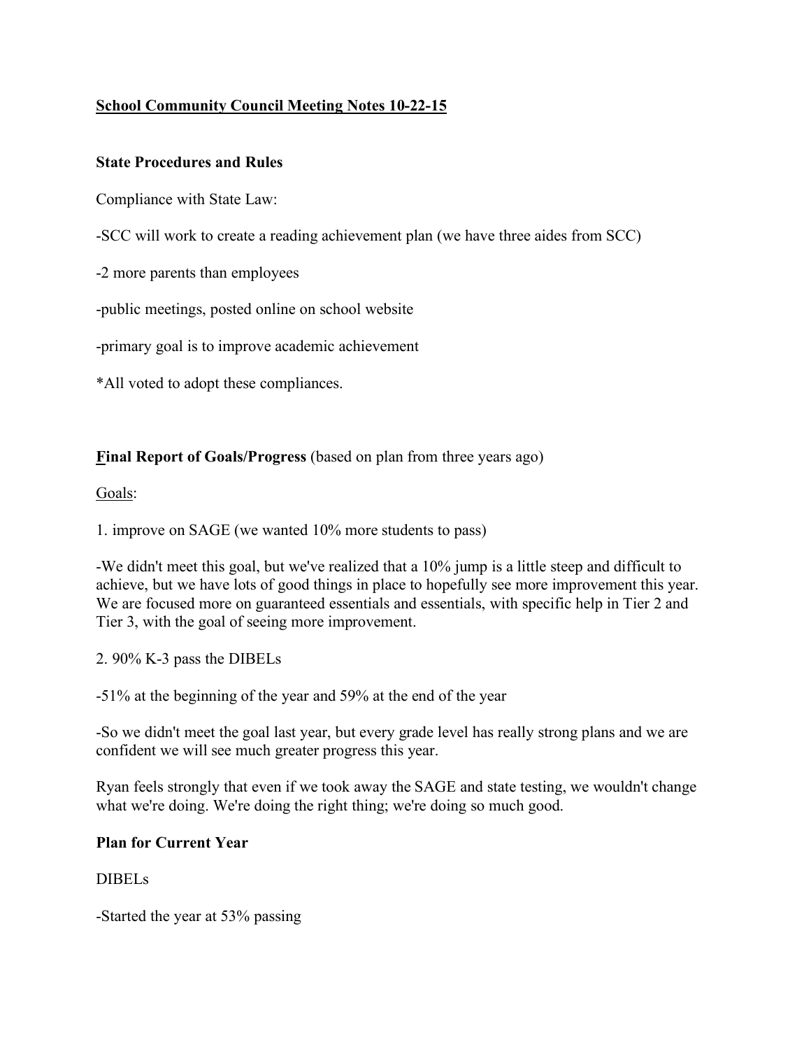# School Community Council Meeting Notes 10-22-15

## State Procedures and Rules

Compliance with State Law:

-SCC will work to create a reading achievement plan (we have three aides from SCC)

-2 more parents than employees

-public meetings, posted online on school website

-primary goal is to improve academic achievement

*All voted to adopt these compliances.

## Final Report of Goals/Progress (based on plan from three years ago)

Goals:

1. improve on SAGE (we wanted 10% more students to pass)

-We didn't meet this goal, but we've realized that a 10% jump is a little steep and difficult to achieve, but we have lots of good things in place to hopefully see more improvement this year. We are focused more on guaranteed essentials and essentials, with specific help in Tier 2 and Tier 3, with the goal of seeing more improvement.

2. 90% K-3 pass the DIBELs

-51% at the beginning of the year and 59% at the end of the year

-So we didn't meet the goal last year, but every grade level has really strong plans and we are confident we will see much greater progress this year.

Ryan feels strongly that even if we took away the SAGE and state testing, we wouldn't change what we're doing. We're doing the right thing; we're doing so much good.

## Plan for Current Year

DIBELs

-Started the year at 53% passing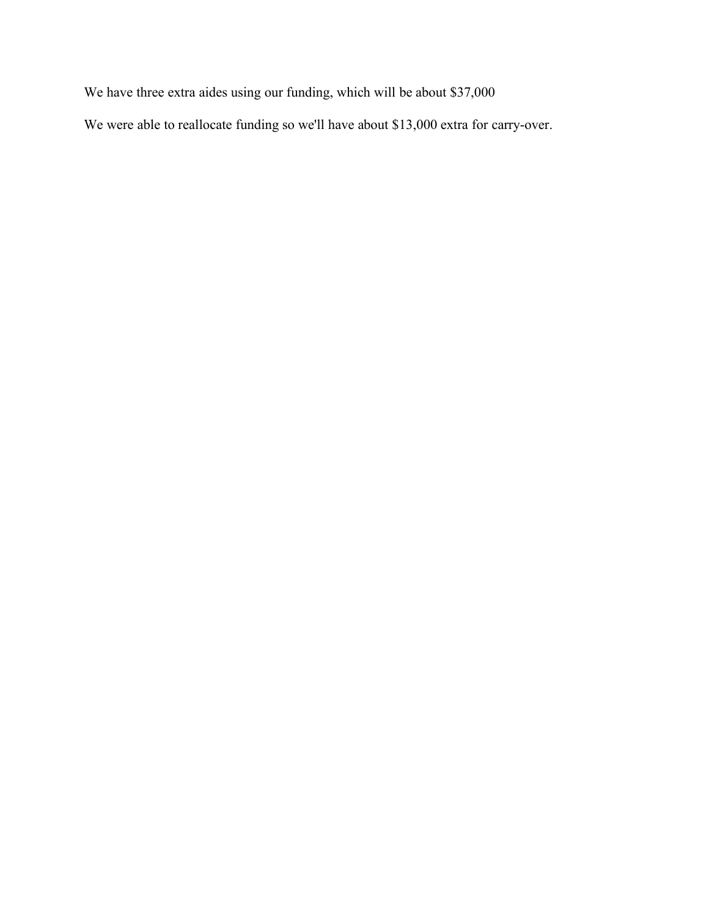We have three extra aides using our funding, which will be about $37,000

We were able to reallocate funding so we'll have about $13,000 extra for carry-over.